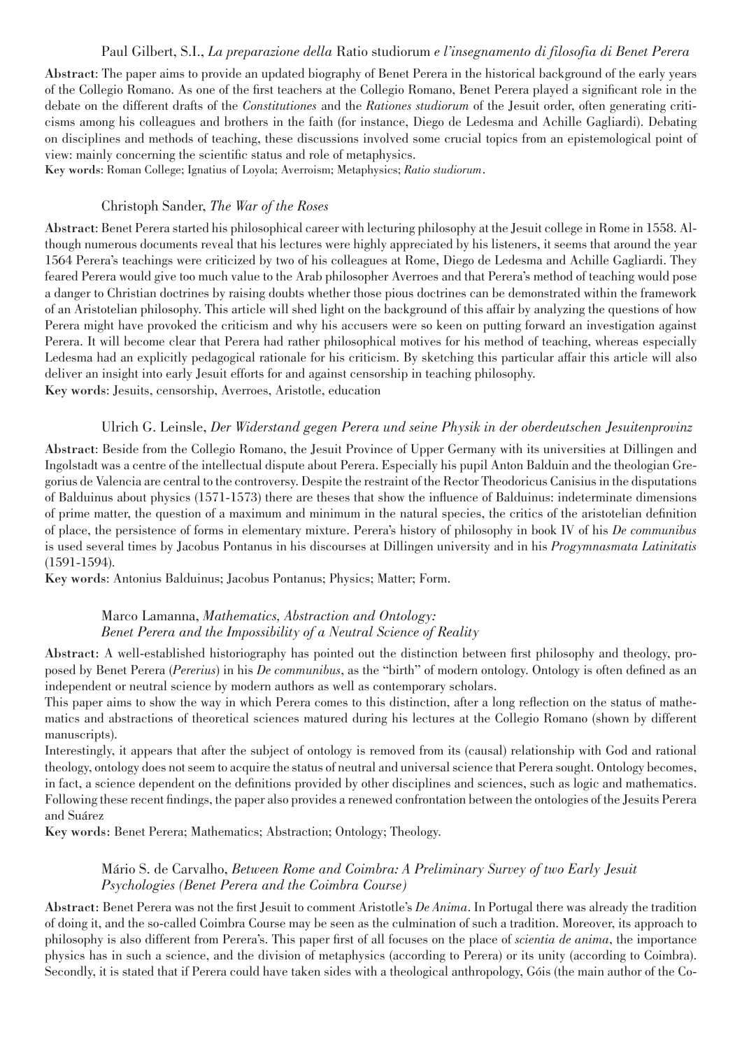### Paul Gilbert, S.I., *La preparazione della* Ratio studiorum *e l'insegnamento di filosofia di Benet Perera*

**Abstract**: The paper aims to provide an updated biography of Benet Perera in the historical background of the early years of the Collegio Romano. As one of the first teachers at the Collegio Romano, Benet Perera played a significant role in the debate on the different drafts of the *Constitutiones* and the *Rationes studiorum* of the Jesuit order, often generating criticisms among his colleagues and brothers in the faith (for instance, Diego de Ledesma and Achille Gagliardi). Debating on disciplines and methods of teaching, these discussions involved some crucial topics from an epistemological point of view: mainly concerning the scientific status and role of metaphysics.

**Key words**: Roman College; Ignatius of Loyola; Averroism; Metaphysics; *Ratio studiorum*.

### Christoph Sander, *The War of the Roses*

**Abstract**: Benet Perera started his philosophical career with lecturing philosophy at the Jesuit college in Rome in 1558. Although numerous documents reveal that his lectures were highly appreciated by his listeners, it seems that around the year 1564 Perera's teachings were criticized by two of his colleagues at Rome, Diego de Ledesma and Achille Gagliardi. They feared Perera would give too much value to the Arab philosopher Averroes and that Perera's method of teaching would pose a danger to Christian doctrines by raising doubts whether those pious doctrines can be demonstrated within the framework of an Aristotelian philosophy. This article will shed light on the background of this affair by analyzing the questions of how Perera might have provoked the criticism and why his accusers were so keen on putting forward an investigation against Perera. It will become clear that Perera had rather philosophical motives for his method of teaching, whereas especially Ledesma had an explicitly pedagogical rationale for his criticism. By sketching this particular affair this article will also deliver an insight into early Jesuit efforts for and against censorship in teaching philosophy.

**Key words**: Jesuits, censorship, Averroes, Aristotle, education

### Ulrich G. Leinsle, *Der Widerstand gegen Perera und seine Physik in der oberdeutschen Jesuitenprovinz*

**Abstract**: Beside from the Collegio Romano, the Jesuit Province of Upper Germany with its universities at Dillingen and Ingolstadt was a centre of the intellectual dispute about Perera. Especially his pupil Anton Balduin and the theologian Gregorius de Valencia are central to the controversy. Despite the restraint of the Rector Theodoricus Canisius in the disputations of Balduinus about physics (1571-1573) there are theses that show the influence of Balduinus: indeterminate dimensions of prime matter, the question of a maximum and minimum in the natural species, the critics of the aristotelian definition of place, the persistence of forms in elementary mixture. Perera's history of philosophy in book IV of his *De communibus* is used several times by Jacobus Pontanus in his discourses at Dillingen university and in his *Progymnasmata Latinitatis* (1591-1594).

**Key words**: Antonius Balduinus; Jacobus Pontanus; Physics; Matter; Form.

### Marco Lamanna, *Mathematics, Abstraction and Ontology: Benet Perera and the Impossibility of a Neutral Science of Reality*

**Abstract**: A well-established historiography has pointed out the distinction between first philosophy and theology, proposed by Benet Perera (*Pererius*) in his *De communibus*, as the "birth" of modern ontology. Ontology is often defined as an independent or neutral science by modern authors as well as contemporary scholars.

This paper aims to show the way in which Perera comes to this distinction, after a long reflection on the status of mathematics and abstractions of theoretical sciences matured during his lectures at the Collegio Romano (shown by different manuscripts).

Interestingly, it appears that after the subject of ontology is removed from its (causal) relationship with God and rational theology, ontology does not seem to acquire the status of neutral and universal science that Perera sought. Ontology becomes, in fact, a science dependent on the definitions provided by other disciplines and sciences, such as logic and mathematics. Following these recent findings, the paper also provides a renewed confrontation between the ontologies of the Jesuits Perera and Suárez

**Key words**: Benet Perera; Mathematics; Abstraction; Ontology; Theology.

### Mário S. de Carvalho, *Between Rome and Coimbra: A Preliminary Survey of two Early Jesuit Psychologies (Benet Perera and the Coimbra Course)*

**Abstract**: Benet Perera was not the first Jesuit to comment Aristotle's *De Anima*. In Portugal there was already the tradition of doing it, and the so-called Coimbra Course may be seen as the culmination of such a tradition. Moreover, its approach to philosophy is also different from Perera's. This paper first of all focuses on the place of *scientia de anima*, the importance physics has in such a science, and the division of metaphysics (according to Perera) or its unity (according to Coimbra). Secondly, it is stated that if Perera could have taken sides with a theological anthropology, Góis (the main author of the Co-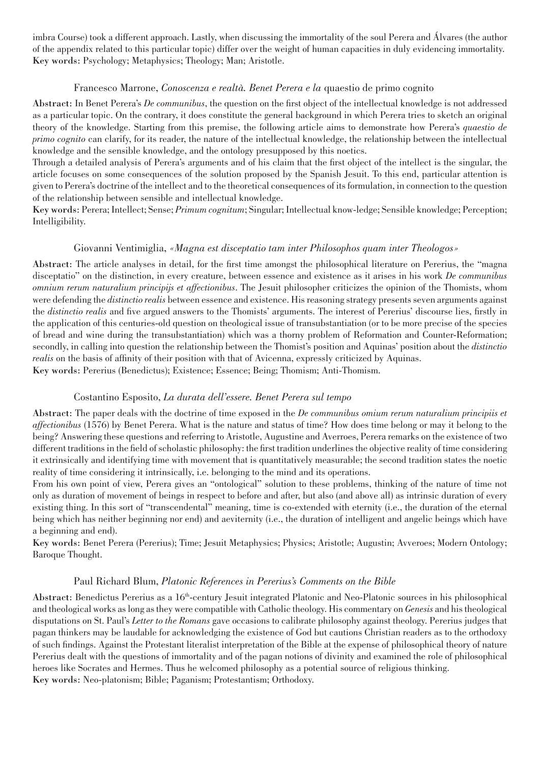imbra Course) took a different approach. Lastly, when discussing the immortality of the soul Perera and Álvares (the author of the appendix related to this particular topic) differ over the weight of human capacities in duly evidencing immortality.
**Key words**: Psychology; Metaphysics; Theology; Man; Aristotle.

### Francesco Marrone, *Conoscenza e realtà. Benet Perera e la* quaestio de primo cognito

**Abstract**: In Benet Perera's *De communibus*, the question on the first object of the intellectual knowledge is not addressed as a particular topic. On the contrary, it does constitute the general background in which Perera tries to sketch an original theory of the knowledge. Starting from this premise, the following article aims to demonstrate how Perera's *quaestio de primo cognito* can clarify, for its reader, the nature of the intellectual knowledge, the relationship between the intellectual knowledge and the sensible knowledge, and the ontology presupposed by this noetics.

Through a detailed analysis of Perera's arguments and of his claim that the first object of the intellect is the singular, the article focuses on some consequences of the solution proposed by the Spanish Jesuit. To this end, particular attention is given to Perera's doctrine of the intellect and to the theoretical consequences of its formulation, in connection to the question of the relationship between sensible and intellectual knowledge.
**Key words**: Perera; Intellect; Sense; *Primum cognitum*; Singular; Intellectual know-ledge; Sensible knowledge; Perception; Intelligibility.

### Giovanni Ventimiglia, *«Magna est disceptatio tam inter Philosophos quam inter Theologos»*

**Abstract**: The article analyses in detail, for the first time amongst the philosophical literature on Pererius, the "magna disceptatio" on the distinction, in every creature, between essence and existence as it arises in his work *De communibus omnium rerum naturalium principijs et affectionibus*. The Jesuit philosopher criticizes the opinion of the Thomists, whom were defending the *distinctio realis* between essence and existence. His reasoning strategy presents seven arguments against the *distinctio realis* and five argued answers to the Thomists' arguments. The interest of Pererius' discourse lies, firstly in the application of this centuries-old question on theological issue of transubstantiation (or to be more precise of the species of bread and wine during the transubstantiation) which was a thorny problem of Reformation and Counter-Reformation; secondly, in calling into question the relationship between the Thomist's position and Aquinas' position about the *distinctio realis* on the basis of affinity of their position with that of Avicenna, expressly criticized by Aquinas.
**Key words**: Pererius (Benedictus); Existence; Essence; Being; Thomism; Anti-Thomism.

### Costantino Esposito, *La durata dell'essere. Benet Perera sul tempo*

**Abstract**: The paper deals with the doctrine of time exposed in the *De communibus omium rerum naturalium principiis et affectionibus* (1576) by Benet Perera. What is the nature and status of time? How does time belong or may it belong to the being? Answering these questions and referring to Aristotle, Augustine and Averroes, Perera remarks on the existence of two different traditions in the field of scholastic philosophy: the first tradition underlines the objective reality of time considering it extrinsically and identifying time with movement that is quantitatively measurable; the second tradition states the noetic reality of time considering it intrinsically, i.e. belonging to the mind and its operations.

From his own point of view, Perera gives an "ontological" solution to these problems, thinking of the nature of time not only as duration of movement of beings in respect to before and after, but also (and above all) as intrinsic duration of every existing thing. In this sort of "transcendental" meaning, time is co-extended with eternity (i.e., the duration of the eternal being which has neither beginning nor end) and aeviternity (i.e., the duration of intelligent and angelic beings which have a beginning and end).
**Key words**: Benet Perera (Pererius); Time; Jesuit Metaphysics; Physics; Aristotle; Augustin; Avveroes; Modern Ontology; Baroque Thought.

### Paul Richard Blum, *Platonic References in Pererius's Comments on the Bible*

**Abstract**: Benedictus Pererius as a 16th-century Jesuit integrated Platonic and Neo-Platonic sources in his philosophical and theological works as long as they were compatible with Catholic theology. His commentary on *Genesis* and his theological disputations on St. Paul's *Letter to the Romans* gave occasions to calibrate philosophy against theology. Pererius judges that pagan thinkers may be laudable for acknowledging the existence of God but cautions Christian readers as to the orthodoxy of such findings. Against the Protestant literalist interpretation of the Bible at the expense of philosophical theory of nature Pererius dealt with the questions of immortality and of the pagan notions of divinity and examined the role of philosophical heroes like Socrates and Hermes. Thus he welcomed philosophy as a potential source of religious thinking.
**Key words**: Neo-platonism; Bible; Paganism; Protestantism; Orthodoxy.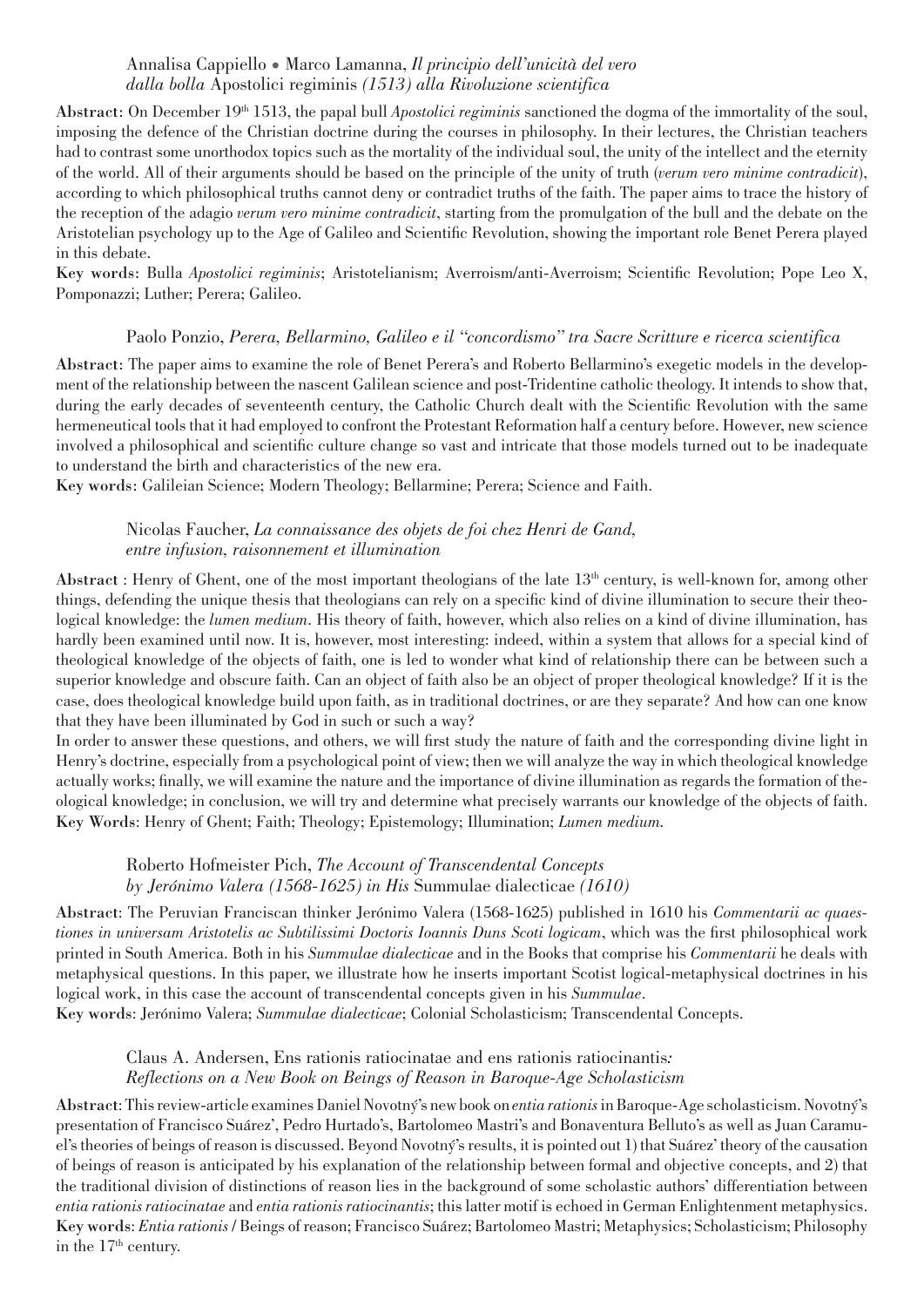Annalisa Cappiello • Marco Lamanna, *Il principio dell'unicità del vero dalla bolla* Apostolici regiminis *(1513) alla Rivoluzione scientifica*

**Abstract:** On December 19th 1513, the papal bull *Apostolici regiminis* sanctioned the dogma of the immortality of the soul, imposing the defence of the Christian doctrine during the courses in philosophy. In their lectures, the Christian teachers had to contrast some unorthodox topics such as the mortality of the individual soul, the unity of the intellect and the eternity of the world. All of their arguments should be based on the principle of the unity of truth (*verum vero minime contradicit*), according to which philosophical truths cannot deny or contradict truths of the faith. The paper aims to trace the history of the reception of the adagio *verum vero minime contradicit*, starting from the promulgation of the bull and the debate on the Aristotelian psychology up to the Age of Galileo and Scientific Revolution, showing the important role Benet Perera played in this debate.

**Key words:** Bulla *Apostolici regiminis*; Aristotelianism; Averroism/anti-Averroism; Scientific Revolution; Pope Leo X, Pomponazzi; Luther; Perera; Galileo.

Paolo Ponzio, *Perera, Bellarmino, Galileo e il "concordismo" tra Sacre Scritture e ricerca scientifica*

**Abstract:** The paper aims to examine the role of Benet Perera's and Roberto Bellarmino's exegetic models in the development of the relationship between the nascent Galilean science and post-Tridentine catholic theology. It intends to show that, during the early decades of seventeenth century, the Catholic Church dealt with the Scientific Revolution with the same hermeneutical tools that it had employed to confront the Protestant Reformation half a century before. However, new science involved a philosophical and scientific culture change so vast and intricate that those models turned out to be inadequate to understand the birth and characteristics of the new era.

**Key words:** Galileian Science; Modern Theology; Bellarmine; Perera; Science and Faith.

Nicolas Faucher, *La connaissance des objets de foi chez Henri de Gand, entre infusion, raisonnement et illumination*

**Abstract** : Henry of Ghent, one of the most important theologians of the late 13th century, is well-known for, among other things, defending the unique thesis that theologians can rely on a specific kind of divine illumination to secure their theological knowledge: the *lumen medium*. His theory of faith, however, which also relies on a kind of divine illumination, has hardly been examined until now. It is, however, most interesting: indeed, within a system that allows for a special kind of theological knowledge of the objects of faith, one is led to wonder what kind of relationship there can be between such a superior knowledge and obscure faith. Can an object of faith also be an object of proper theological knowledge? If it is the case, does theological knowledge build upon faith, as in traditional doctrines, or are they separate? And how can one know that they have been illuminated by God in such or such a way?

In order to answer these questions, and others, we will first study the nature of faith and the corresponding divine light in Henry's doctrine, especially from a psychological point of view; then we will analyze the way in which theological knowledge actually works; finally, we will examine the nature and the importance of divine illumination as regards the formation of theological knowledge; in conclusion, we will try and determine what precisely warrants our knowledge of the objects of faith.

**Key Words**: Henry of Ghent; Faith; Theology; Epistemology; Illumination; *Lumen medium*.

Roberto Hofmeister Pich, *The Account of Transcendental Concepts by Jerónimo Valera (1568-1625) in His* Summulae dialecticae *(1610)*

**Abstract**: The Peruvian Franciscan thinker Jerónimo Valera (1568-1625) published in 1610 his *Commentarii ac quaestiones in universam Aristotelis ac Subtilissimi Doctoris Ioannis Duns Scoti logicam*, which was the first philosophical work printed in South America. Both in his *Summulae dialecticae* and in the Books that comprise his *Commentarii* he deals with metaphysical questions. In this paper, we illustrate how he inserts important Scotist logical-metaphysical doctrines in his logical work, in this case the account of transcendental concepts given in his *Summulae*.

**Key words**: Jerónimo Valera; *Summulae dialecticae*; Colonial Scholasticism; Transcendental Concepts.

Claus A. Andersen, Ens rationis ratiocinatae and ens rationis ratiocinantis*: Reflections on a New Book on Beings of Reason in Baroque-Age Scholasticism*

**Abstract**: This review-article examines Daniel Novotný's new book on *entia rationis* in Baroque-Age scholasticism. Novotný's presentation of Francisco Suárez', Pedro Hurtado's, Bartolomeo Mastri's and Bonaventura Belluto's as well as Juan Caramuel's theories of beings of reason is discussed. Beyond Novotný's results, it is pointed out 1) that Suárez' theory of the causation of beings of reason is anticipated by his explanation of the relationship between formal and objective concepts, and 2) that the traditional division of distinctions of reason lies in the background of some scholastic authors' differentiation between *entia rationis ratiocinatae* and *entia rationis ratiocinantis*; this latter motif is echoed in German Enlightenment metaphysics.

**Key words**: *Entia rationis* / Beings of reason; Francisco Suárez; Bartolomeo Mastri; Metaphysics; Scholasticism; Philosophy in the 17th century.